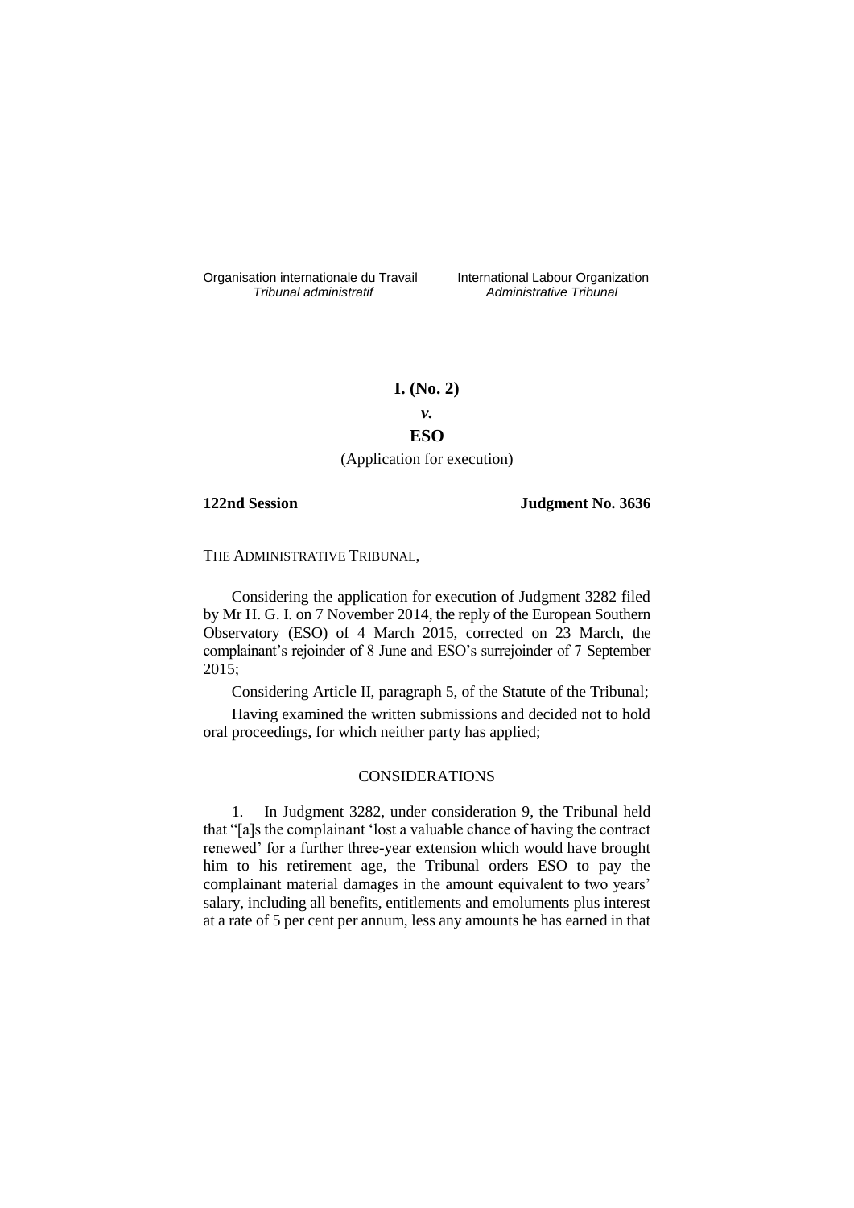Organisation internationale du Travail
*Tribunal administratif*

International Labour Organization
*Administrative Tribunal*

# I. (No. 2)

***v.***

# ESO

(Application for execution)

**122nd Session** **Judgment No. 3636**

THE ADMINISTRATIVE TRIBUNAL,

Considering the application for execution of Judgment 3282 filed by Mr H. G. I. on 7 November 2014, the reply of the European Southern Observatory (ESO) of 4 March 2015, corrected on 23 March, the complainant's rejoinder of 8 June and ESO's surrejoinder of 7 September 2015;

Considering Article II, paragraph 5, of the Statute of the Tribunal;

Having examined the written submissions and decided not to hold oral proceedings, for which neither party has applied;

## CONSIDERATIONS

1. In Judgment 3282, under consideration 9, the Tribunal held that "[a]s the complainant 'lost a valuable chance of having the contract renewed' for a further three-year extension which would have brought him to his retirement age, the Tribunal orders ESO to pay the complainant material damages in the amount equivalent to two years' salary, including all benefits, entitlements and emoluments plus interest at a rate of 5 per cent per annum, less any amounts he has earned in that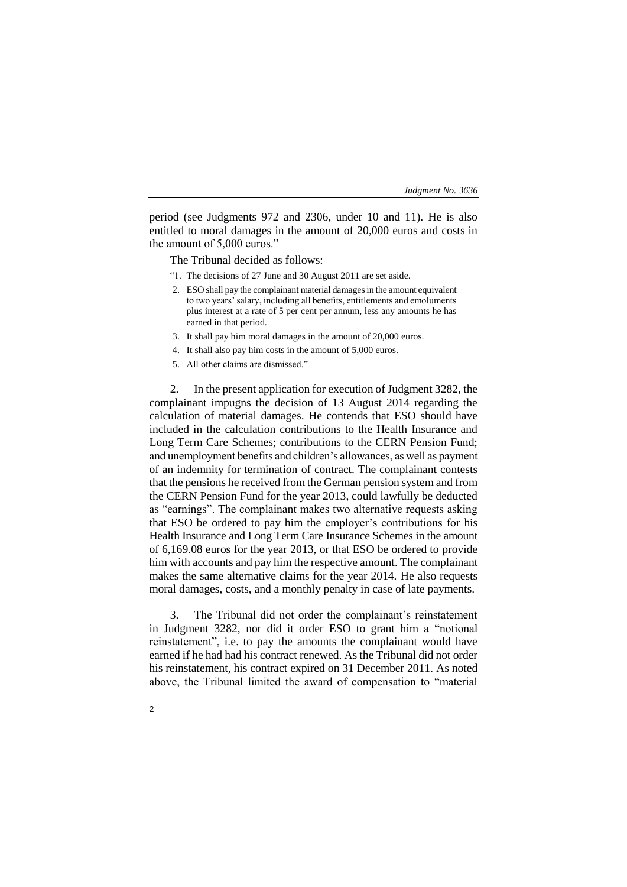period (see Judgments 972 and 2306, under 10 and 11). He is also entitled to moral damages in the amount of 20,000 euros and costs in the amount of 5,000 euros."

The Tribunal decided as follows:

"1. The decisions of 27 June and 30 August 2011 are set aside.

2. ESO shall pay the complainant material damages in the amount equivalent to two years' salary, including all benefits, entitlements and emoluments plus interest at a rate of 5 per cent per annum, less any amounts he has earned in that period.

3. It shall pay him moral damages in the amount of 20,000 euros.

4. It shall also pay him costs in the amount of 5,000 euros.

5. All other claims are dismissed."

2. In the present application for execution of Judgment 3282, the complainant impugns the decision of 13 August 2014 regarding the calculation of material damages. He contends that ESO should have included in the calculation contributions to the Health Insurance and Long Term Care Schemes; contributions to the CERN Pension Fund; and unemployment benefits and children's allowances, as well as payment of an indemnity for termination of contract. The complainant contests that the pensions he received from the German pension system and from the CERN Pension Fund for the year 2013, could lawfully be deducted as "earnings". The complainant makes two alternative requests asking that ESO be ordered to pay him the employer's contributions for his Health Insurance and Long Term Care Insurance Schemes in the amount of 6,169.08 euros for the year 2013, or that ESO be ordered to provide him with accounts and pay him the respective amount. The complainant makes the same alternative claims for the year 2014. He also requests moral damages, costs, and a monthly penalty in case of late payments.

3. The Tribunal did not order the complainant's reinstatement in Judgment 3282, nor did it order ESO to grant him a "notional reinstatement", i.e. to pay the amounts the complainant would have earned if he had had his contract renewed. As the Tribunal did not order his reinstatement, his contract expired on 31 December 2011. As noted above, the Tribunal limited the award of compensation to "material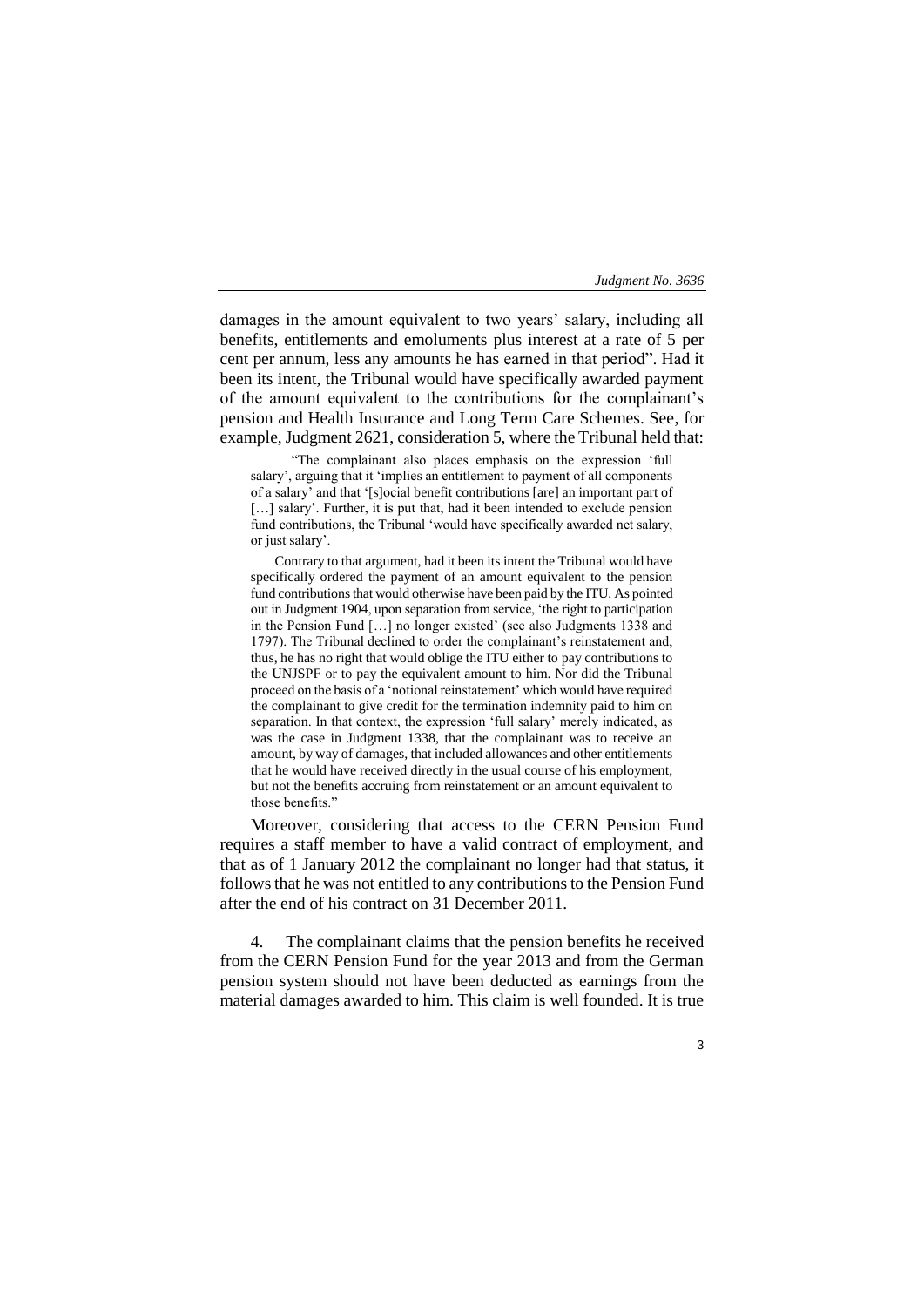damages in the amount equivalent to two years' salary, including all benefits, entitlements and emoluments plus interest at a rate of 5 per cent per annum, less any amounts he has earned in that period". Had it been its intent, the Tribunal would have specifically awarded payment of the amount equivalent to the contributions for the complainant's pension and Health Insurance and Long Term Care Schemes. See, for example, Judgment 2621, consideration 5, where the Tribunal held that:

> "The complainant also places emphasis on the expression 'full salary', arguing that it 'implies an entitlement to payment of all components of a salary' and that '[s]ocial benefit contributions [are] an important part of […] salary'. Further, it is put that, had it been intended to exclude pension fund contributions, the Tribunal 'would have specifically awarded net salary, or just salary'.
>
> Contrary to that argument, had it been its intent the Tribunal would have specifically ordered the payment of an amount equivalent to the pension fund contributions that would otherwise have been paid by the ITU. As pointed out in Judgment 1904, upon separation from service, 'the right to participation in the Pension Fund […] no longer existed' (see also Judgments 1338 and 1797). The Tribunal declined to order the complainant's reinstatement and, thus, he has no right that would oblige the ITU either to pay contributions to the UNJSPF or to pay the equivalent amount to him. Nor did the Tribunal proceed on the basis of a 'notional reinstatement' which would have required the complainant to give credit for the termination indemnity paid to him on separation. In that context, the expression 'full salary' merely indicated, as was the case in Judgment 1338, that the complainant was to receive an amount, by way of damages, that included allowances and other entitlements that he would have received directly in the usual course of his employment, but not the benefits accruing from reinstatement or an amount equivalent to those benefits."

Moreover, considering that access to the CERN Pension Fund requires a staff member to have a valid contract of employment, and that as of 1 January 2012 the complainant no longer had that status, it follows that he was not entitled to any contributions to the Pension Fund after the end of his contract on 31 December 2011.

4. The complainant claims that the pension benefits he received from the CERN Pension Fund for the year 2013 and from the German pension system should not have been deducted as earnings from the material damages awarded to him. This claim is well founded. It is true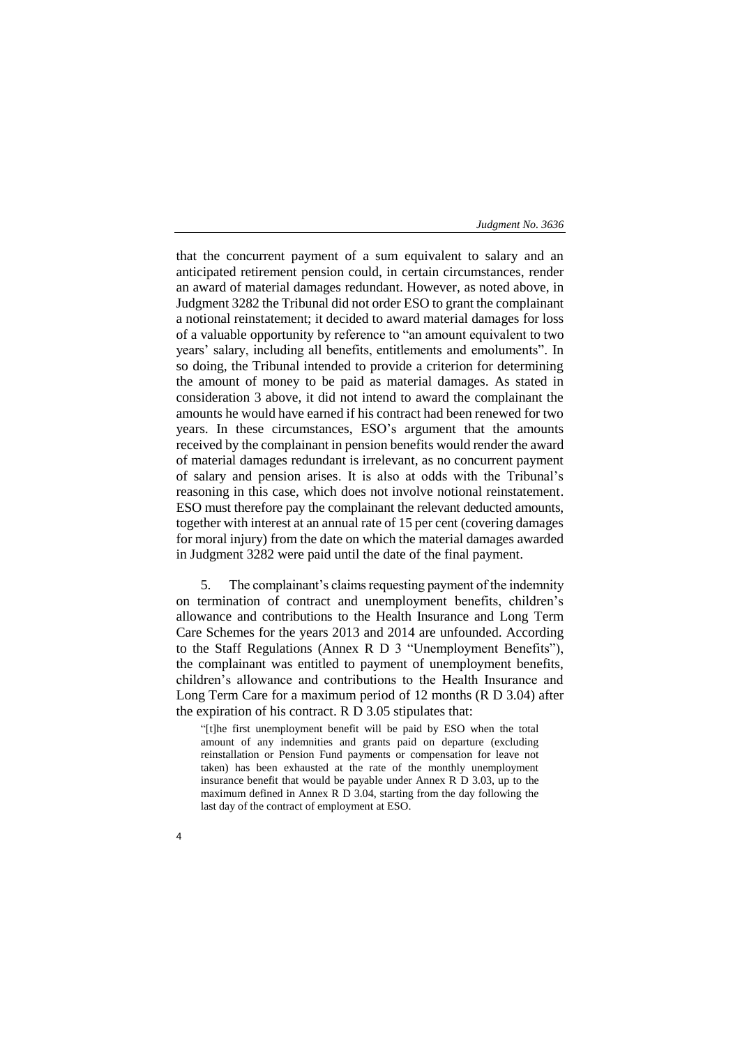that the concurrent payment of a sum equivalent to salary and an anticipated retirement pension could, in certain circumstances, render an award of material damages redundant. However, as noted above, in Judgment 3282 the Tribunal did not order ESO to grant the complainant a notional reinstatement; it decided to award material damages for loss of a valuable opportunity by reference to "an amount equivalent to two years' salary, including all benefits, entitlements and emoluments". In so doing, the Tribunal intended to provide a criterion for determining the amount of money to be paid as material damages. As stated in consideration 3 above, it did not intend to award the complainant the amounts he would have earned if his contract had been renewed for two years. In these circumstances, ESO's argument that the amounts received by the complainant in pension benefits would render the award of material damages redundant is irrelevant, as no concurrent payment of salary and pension arises. It is also at odds with the Tribunal's reasoning in this case, which does not involve notional reinstatement. ESO must therefore pay the complainant the relevant deducted amounts, together with interest at an annual rate of 15 per cent (covering damages for moral injury) from the date on which the material damages awarded in Judgment 3282 were paid until the date of the final payment.

5. The complainant's claims requesting payment of the indemnity on termination of contract and unemployment benefits, children's allowance and contributions to the Health Insurance and Long Term Care Schemes for the years 2013 and 2014 are unfounded. According to the Staff Regulations (Annex R D 3 "Unemployment Benefits"), the complainant was entitled to payment of unemployment benefits, children's allowance and contributions to the Health Insurance and Long Term Care for a maximum period of 12 months (R D 3.04) after the expiration of his contract. R D 3.05 stipulates that:

> "[t]he first unemployment benefit will be paid by ESO when the total amount of any indemnities and grants paid on departure (excluding reinstallation or Pension Fund payments or compensation for leave not taken) has been exhausted at the rate of the monthly unemployment insurance benefit that would be payable under Annex R D 3.03, up to the maximum defined in Annex R D 3.04, starting from the day following the last day of the contract of employment at ESO.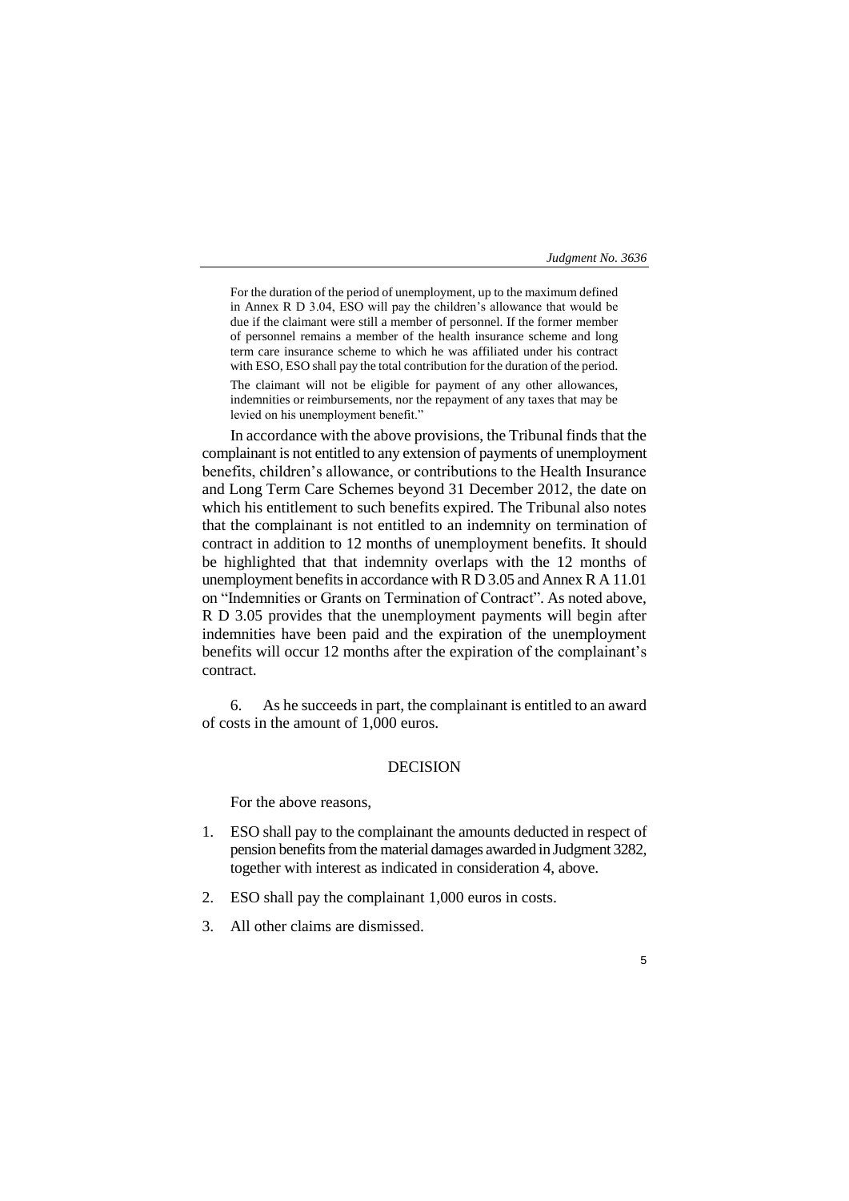For the duration of the period of unemployment, up to the maximum defined in Annex R D 3.04, ESO will pay the children's allowance that would be due if the claimant were still a member of personnel. If the former member of personnel remains a member of the health insurance scheme and long term care insurance scheme to which he was affiliated under his contract with ESO, ESO shall pay the total contribution for the duration of the period.

> The claimant will not be eligible for payment of any other allowances, indemnities or reimbursements, nor the repayment of any taxes that may be levied on his unemployment benefit."

In accordance with the above provisions, the Tribunal finds that the complainant is not entitled to any extension of payments of unemployment benefits, children's allowance, or contributions to the Health Insurance and Long Term Care Schemes beyond 31 December 2012, the date on which his entitlement to such benefits expired. The Tribunal also notes that the complainant is not entitled to an indemnity on termination of contract in addition to 12 months of unemployment benefits. It should be highlighted that that indemnity overlaps with the 12 months of unemployment benefits in accordance with R D 3.05 and Annex R A 11.01 on "Indemnities or Grants on Termination of Contract". As noted above, R D 3.05 provides that the unemployment payments will begin after indemnities have been paid and the expiration of the unemployment benefits will occur 12 months after the expiration of the complainant's contract.

6. As he succeeds in part, the complainant is entitled to an award of costs in the amount of 1,000 euros.

## DECISION

For the above reasons,

1. ESO shall pay to the complainant the amounts deducted in respect of pension benefits from the material damages awarded in Judgment 3282, together with interest as indicated in consideration 4, above.
2. ESO shall pay the complainant 1,000 euros in costs.
3. All other claims are dismissed.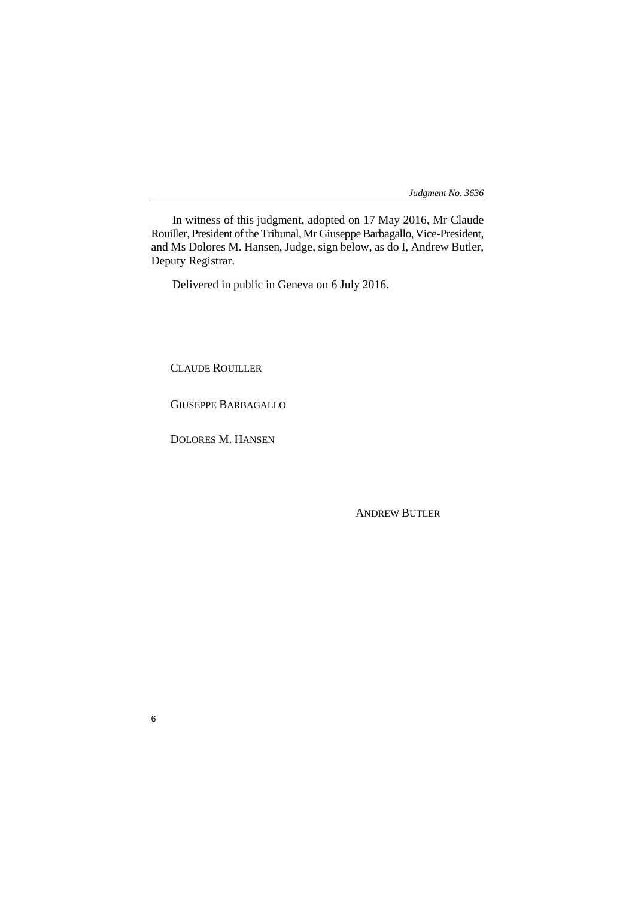In witness of this judgment, adopted on 17 May 2016, Mr Claude Rouiller, President of the Tribunal, Mr Giuseppe Barbagallo, Vice-President, and Ms Dolores M. Hansen, Judge, sign below, as do I, Andrew Butler, Deputy Registrar.

Delivered in public in Geneva on 6 July 2016.

CLAUDE ROUILLER

GIUSEPPE BARBAGALLO

DOLORES M. HANSEN

ANDREW BUTLER